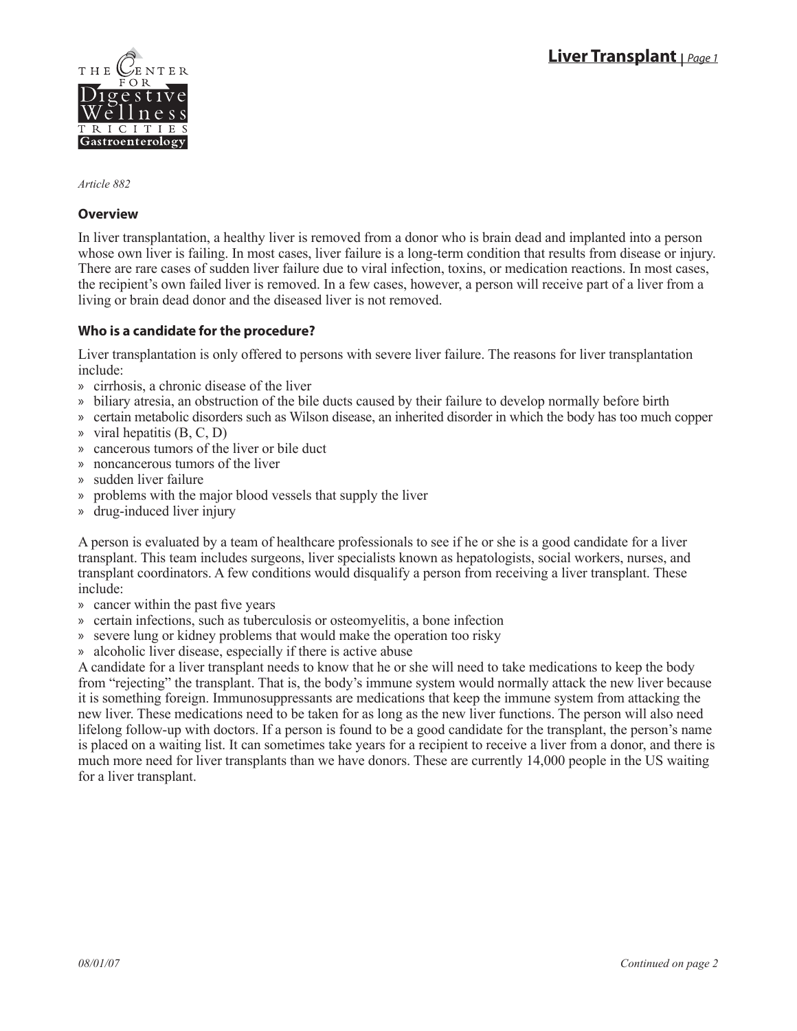# Liver Transplant

*Article 882*

### Overview

In liver transplantation, a healthy liver is removed from a donor who is brain dead and implanted into a person whose own liver is failing. In most cases, liver failure is a long-term condition that results from disease or injury. There are rare cases of sudden liver failure due to viral infection, toxins, or medication reactions. In most cases, the recipient's own failed liver is removed. In a few cases, however, a person will receive part of a liver from a living or brain dead donor and the diseased liver is not removed.

### Who is a candidate for the procedure?

Liver transplantation is only offered to persons with severe liver failure. The reasons for liver transplantation include:

- cirrhosis, a chronic disease of the liver
- biliary atresia, an obstruction of the bile ducts caused by their failure to develop normally before birth
- certain metabolic disorders such as Wilson disease, an inherited disorder in which the body has too much copper
- viral hepatitis (B, C, D)
- cancerous tumors of the liver or bile duct
- noncancerous tumors of the liver
- sudden liver failure
- problems with the major blood vessels that supply the liver
- drug-induced liver injury

A person is evaluated by a team of healthcare professionals to see if he or she is a good candidate for a liver transplant. This team includes surgeons, liver specialists known as hepatologists, social workers, nurses, and transplant coordinators. A few conditions would disqualify a person from receiving a liver transplant. These include:

- cancer within the past five years
- certain infections, such as tuberculosis or osteomyelitis, a bone infection
- severe lung or kidney problems that would make the operation too risky
- alcoholic liver disease, especially if there is active abuse

A candidate for a liver transplant needs to know that he or she will need to take medications to keep the body from "rejecting" the transplant. That is, the body's immune system would normally attack the new liver because it is something foreign. Immunosuppressants are medications that keep the immune system from attacking the new liver. These medications need to be taken for as long as the new liver functions. The person will also need lifelong follow-up with doctors. If a person is found to be a good candidate for the transplant, the person's name is placed on a waiting list. It can sometimes take years for a recipient to receive a liver from a donor, and there is much more need for liver transplants than we have donors. These are currently 14,000 people in the US waiting for a liver transplant.

*08/01/07*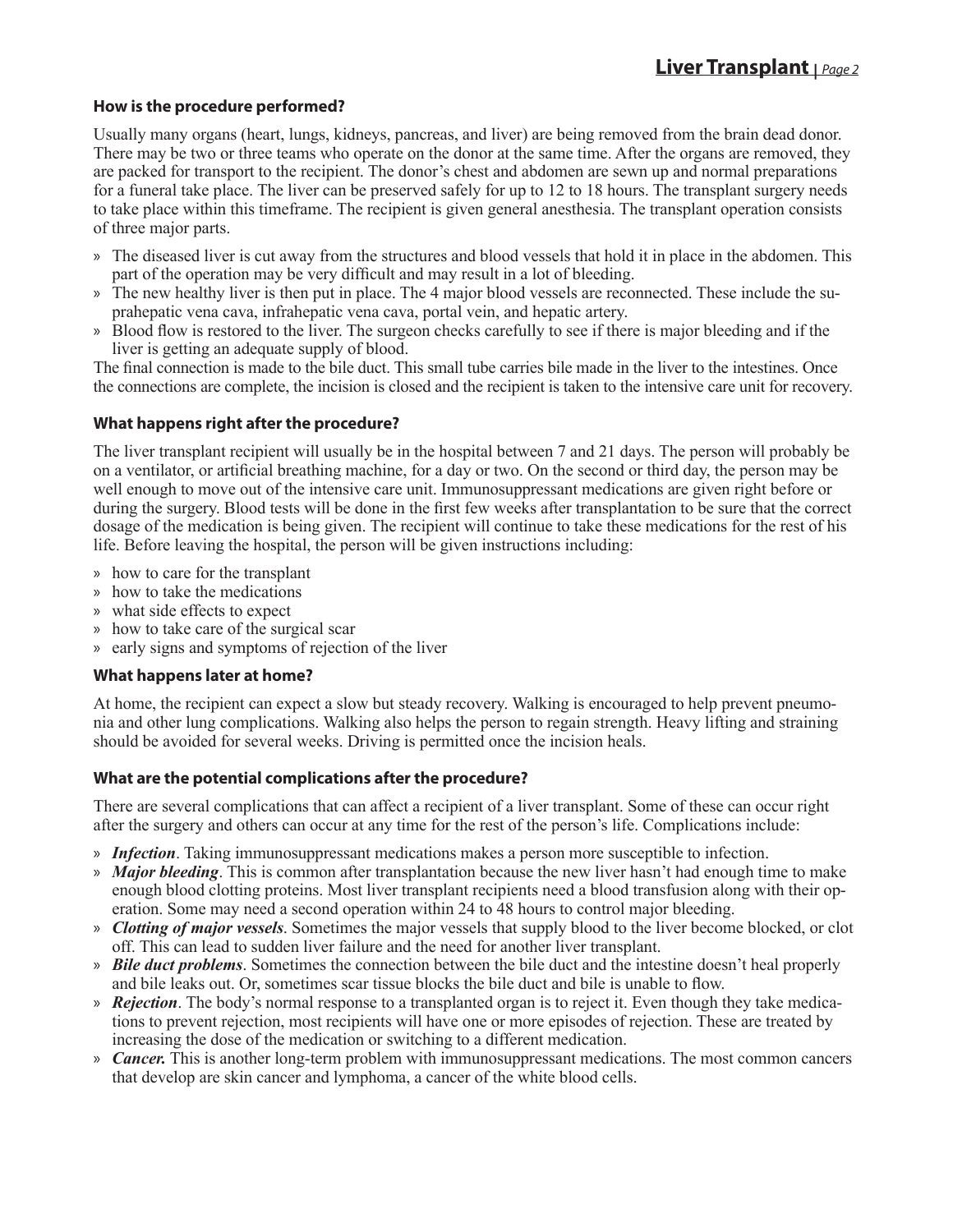### How is the procedure performed?

Usually many organs (heart, lungs, kidneys, pancreas, and liver) are being removed from the brain dead donor. There may be two or three teams who operate on the donor at the same time. After the organs are removed, they are packed for transport to the recipient. The donor's chest and abdomen are sewn up and normal preparations for a funeral take place. The liver can be preserved safely for up to 12 to 18 hours. The transplant surgery needs to take place within this timeframe. The recipient is given general anesthesia. The transplant operation consists of three major parts.

- The diseased liver is cut away from the structures and blood vessels that hold it in place in the abdomen. This part of the operation may be very difficult and may result in a lot of bleeding.
- The new healthy liver is then put in place. The 4 major blood vessels are reconnected. These include the suprahepatic vena cava, infrahepatic vena cava, portal vein, and hepatic artery.
- Blood flow is restored to the liver. The surgeon checks carefully to see if there is major bleeding and if the liver is getting an adequate supply of blood.

The final connection is made to the bile duct. This small tube carries bile made in the liver to the intestines. Once the connections are complete, the incision is closed and the recipient is taken to the intensive care unit for recovery.

### What happens right after the procedure?

The liver transplant recipient will usually be in the hospital between 7 and 21 days. The person will probably be on a ventilator, or artificial breathing machine, for a day or two. On the second or third day, the person may be well enough to move out of the intensive care unit. Immunosuppressant medications are given right before or during the surgery. Blood tests will be done in the first few weeks after transplantation to be sure that the correct dosage of the medication is being given. The recipient will continue to take these medications for the rest of his life. Before leaving the hospital, the person will be given instructions including:

- how to care for the transplant
- how to take the medications
- what side effects to expect
- how to take care of the surgical scar
- early signs and symptoms of rejection of the liver

### What happens later at home?

At home, the recipient can expect a slow but steady recovery. Walking is encouraged to help prevent pneumonia and other lung complications. Walking also helps the person to regain strength. Heavy lifting and straining should be avoided for several weeks. Driving is permitted once the incision heals.

### What are the potential complications after the procedure?

There are several complications that can affect a recipient of a liver transplant. Some of these can occur right after the surgery and others can occur at any time for the rest of the person's life. Complications include:

- ***Infection***. Taking immunosuppressant medications makes a person more susceptible to infection.
- ***Major bleeding***. This is common after transplantation because the new liver hasn't had enough time to make enough blood clotting proteins. Most liver transplant recipients need a blood transfusion along with their operation. Some may need a second operation within 24 to 48 hours to control major bleeding.
- ***Clotting of major vessels***. Sometimes the major vessels that supply blood to the liver become blocked, or clot off. This can lead to sudden liver failure and the need for another liver transplant.
- ***Bile duct problems***. Sometimes the connection between the bile duct and the intestine doesn't heal properly and bile leaks out. Or, sometimes scar tissue blocks the bile duct and bile is unable to flow.
- ***Rejection***. The body's normal response to a transplanted organ is to reject it. Even though they take medications to prevent rejection, most recipients will have one or more episodes of rejection. These are treated by increasing the dose of the medication or switching to a different medication.
- ***Cancer.*** This is another long-term problem with immunosuppressant medications. The most common cancers that develop are skin cancer and lymphoma, a cancer of the white blood cells.